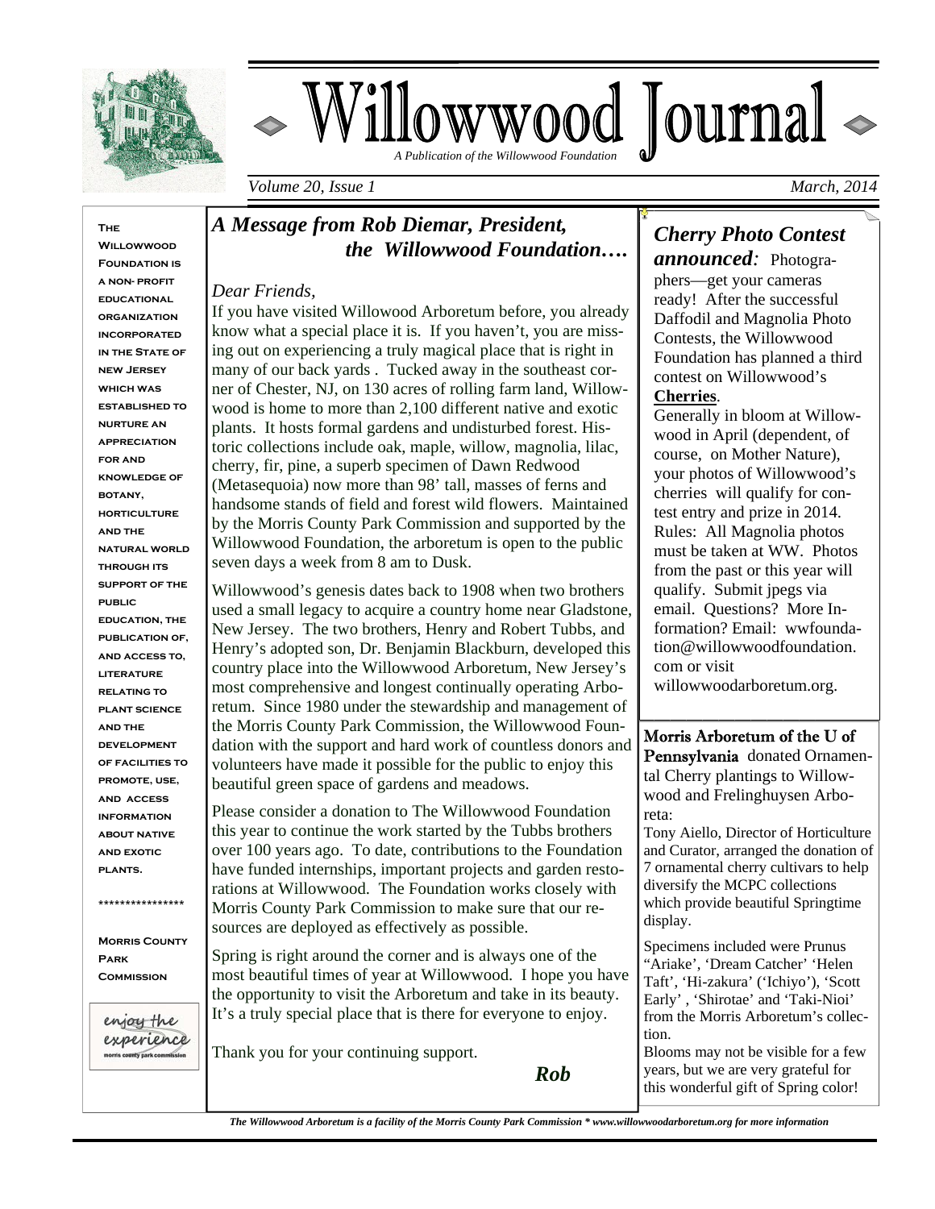# Willowwood Journal

*A Publication of the Willowwood Foundation*

*Volume 20, Issue 1* *March, 2014*

**The Willowwood Foundation is a non- profit educational organization incorporated in the State of new Jersey which was established to nurture an appreciation for and knowledge of botany, horticulture and the natural world through its support of the public education, the publication of, and access to, literature relating to plant science and the development of facilities to promote, use, and access information about native and exotic plants.**

****************

**Morris County Park Commission**

enjoy the experience
morris county park commission

## *A Message from Rob Diemar, President, the Willowwood Foundation….*

*Dear Friends,*

If you have visited Willowood Arboretum before, you already know what a special place it is. If you haven't, you are missing out on experiencing a truly magical place that is right in many of our back yards . Tucked away in the southeast corner of Chester, NJ, on 130 acres of rolling farm land, Willowwood is home to more than 2,100 different native and exotic plants. It hosts formal gardens and undisturbed forest. Historic collections include oak, maple, willow, magnolia, lilac, cherry, fir, pine, a superb specimen of Dawn Redwood (Metasequoia) now more than 98' tall, masses of ferns and handsome stands of field and forest wild flowers. Maintained by the Morris County Park Commission and supported by the Willowwood Foundation, the arboretum is open to the public seven days a week from 8 am to Dusk.

Willowwood's genesis dates back to 1908 when two brothers used a small legacy to acquire a country home near Gladstone, New Jersey. The two brothers, Henry and Robert Tubbs, and Henry's adopted son, Dr. Benjamin Blackburn, developed this country place into the Willowwood Arboretum, New Jersey's most comprehensive and longest continually operating Arboretum. Since 1980 under the stewardship and management of the Morris County Park Commission, the Willowwood Foundation with the support and hard work of countless donors and volunteers have made it possible for the public to enjoy this beautiful green space of gardens and meadows.

Please consider a donation to The Willowwood Foundation this year to continue the work started by the Tubbs brothers over 100 years ago. To date, contributions to the Foundation have funded internships, important projects and garden restorations at Willowwood. The Foundation works closely with Morris County Park Commission to make sure that our resources are deployed as effectively as possible.

Spring is right around the corner and is always one of the most beautiful times of year at Willowwood. I hope you have the opportunity to visit the Arboretum and take in its beauty. It's a truly special place that is there for everyone to enjoy.

Thank you for your continuing support.

***Rob***

## *Cherry Photo Contest announced:*

Photographers—get your cameras ready! After the successful Daffodil and Magnolia Photo Contests, the Willowwood Foundation has planned a third contest on Willowwood's **Cherries**.

Generally in bloom at Willowwood in April (dependent, of course, on Mother Nature), your photos of Willowwood's cherries will qualify for contest entry and prize in 2014. Rules: All Magnolia photos must be taken at WW. Photos from the past or this year will qualify. Submit jpegs via email. Questions? More Information? Email: wwfoundation@willowwoodfoundation.com or visit willowwoodarboretum.org.

**Morris Arboretum of the U of Pennsylvania** donated Ornamental Cherry plantings to Willowwood and Frelinghuysen Arboreta:

Tony Aiello, Director of Horticulture and Curator, arranged the donation of 7 ornamental cherry cultivars to help diversify the MCPC collections which provide beautiful Springtime display.

Specimens included were Prunus "Ariake', 'Dream Catcher' 'Helen Taft', 'Hi-zakura' ('Ichiyo'), 'Scott Early' , 'Shirotae' and 'Taki-Nioi' from the Morris Arboretum's collection.

Blooms may not be visible for a few years, but we are very grateful for this wonderful gift of Spring color!

*The Willowwood Arboretum is a facility of the Morris County Park Commission * www.willowwoodarboretum.org for more information*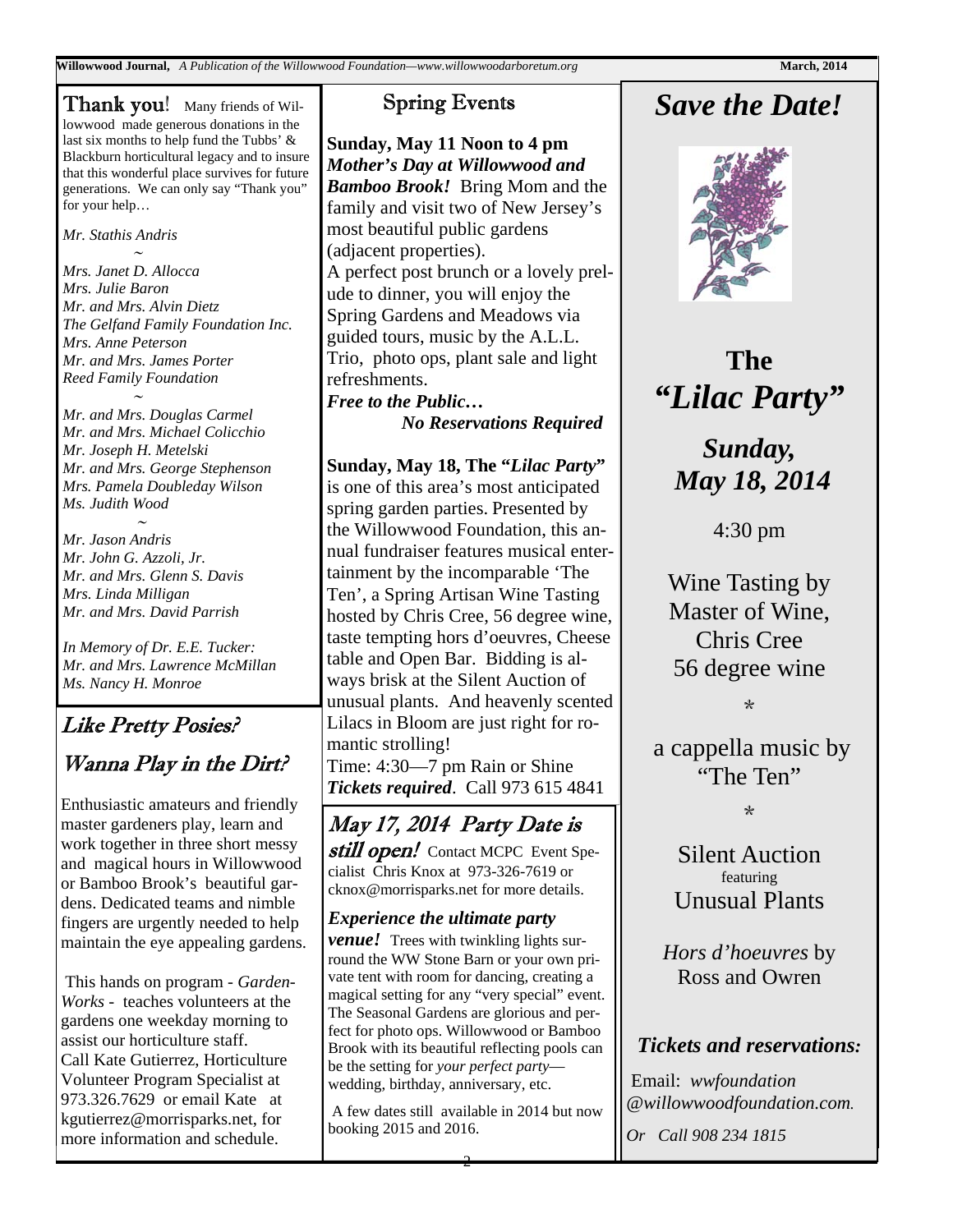## Thank you!

Many friends of Willowwood made generous donations in the last six months to help fund the Tubbs' & Blackburn horticultural legacy and to insure that this wonderful place survives for future generations. We can only say "Thank you" for your help…

*Mr. Stathis Andris*

~

*Mrs. Janet D. Allocca*
*Mrs. Julie Baron*
*Mr. and Mrs. Alvin Dietz*
*The Gelfand Family Foundation Inc.*
*Mrs. Anne Peterson*
*Mr. and Mrs. James Porter*
*Reed Family Foundation*

~

*Mr. and Mrs. Douglas Carmel*
*Mr. and Mrs. Michael Colicchio*
*Mr. Joseph H. Metelski*
*Mr. and Mrs. George Stephenson*
*Mrs. Pamela Doubleday Wilson*
*Ms. Judith Wood*

~

*Mr. Jason Andris*
*Mr. John G. Azzoli, Jr.*
*Mr. and Mrs. Glenn S. Davis*
*Mrs. Linda Milligan*
*Mr. and Mrs. David Parrish*

*In Memory of Dr. E.E. Tucker:*
*Mr. and Mrs. Lawrence McMillan*
*Ms. Nancy H. Monroe*

## Like Pretty Posies?

## Wanna Play in the Dirt?

Enthusiastic amateurs and friendly master gardeners play, learn and work together in three short messy and magical hours in Willowwood or Bamboo Brook's beautiful gardens. Dedicated teams and nimble fingers are urgently needed to help maintain the eye appealing gardens.

This hands on program - *Garden-Works* - teaches volunteers at the gardens one weekday morning to assist our horticulture staff. Call Kate Gutierrez, Horticulture Volunteer Program Specialist at 973.326.7629 or email Kate at kgutierrez@morrisparks.net, for more information and schedule.

## Spring Events

**Sunday, May 11 Noon to 4 pm** ***Mother's Day at Willowwood and Bamboo Brook!*** Bring Mom and the family and visit two of New Jersey's most beautiful public gardens (adjacent properties).
A perfect post brunch or a lovely prelude to dinner, you will enjoy the Spring Gardens and Meadows via guided tours, music by the A.L.L. Trio, photo ops, plant sale and light refreshments.
***Free to the Public…***
***No Reservations Required***

**Sunday, May 18, The "*Lilac Party*"** is one of this area's most anticipated spring garden parties. Presented by the Willowwood Foundation, this annual fundraiser features musical entertainment by the incomparable 'The Ten', a Spring Artisan Wine Tasting hosted by Chris Cree, 56 degree wine, taste tempting hors d'oeuvres, Cheese table and Open Bar. Bidding is always brisk at the Silent Auction of unusual plants. And heavenly scented Lilacs in Bloom are just right for romantic strolling!
Time: 4:30—7 pm Rain or Shine
***Tickets required***. Call 973 615 4841

## May 17, 2014 Party Date is still open!

Contact MCPC Event Specialist Chris Knox at 973-326-7619 or cknox@morrisparks.net for more details.

***Experience the ultimate party venue!*** Trees with twinkling lights surround the WW Stone Barn or your own private tent with room for dancing, creating a magical setting for any "very special" event. The Seasonal Gardens are glorious and perfect for photo ops. Willowwood or Bamboo Brook with its beautiful reflecting pools can be the setting for *your perfect party*—wedding, birthday, anniversary, etc.

A few dates still available in 2014 but now booking 2015 and 2016.

# *Save the Date!*

## The *"Lilac Party"*

***Sunday, May 18, 2014***

4:30 pm

Wine Tasting by Master of Wine, Chris Cree
56 degree wine

*

a cappella music by "The Ten"

*

Silent Auction
featuring
Unusual Plants

*Hors d'hoeuvres* by Ross and Owren

***Tickets and reservations:***

Email: *wwfoundation @willowwoodfoundation.com.*

*Or Call 908 234 1815*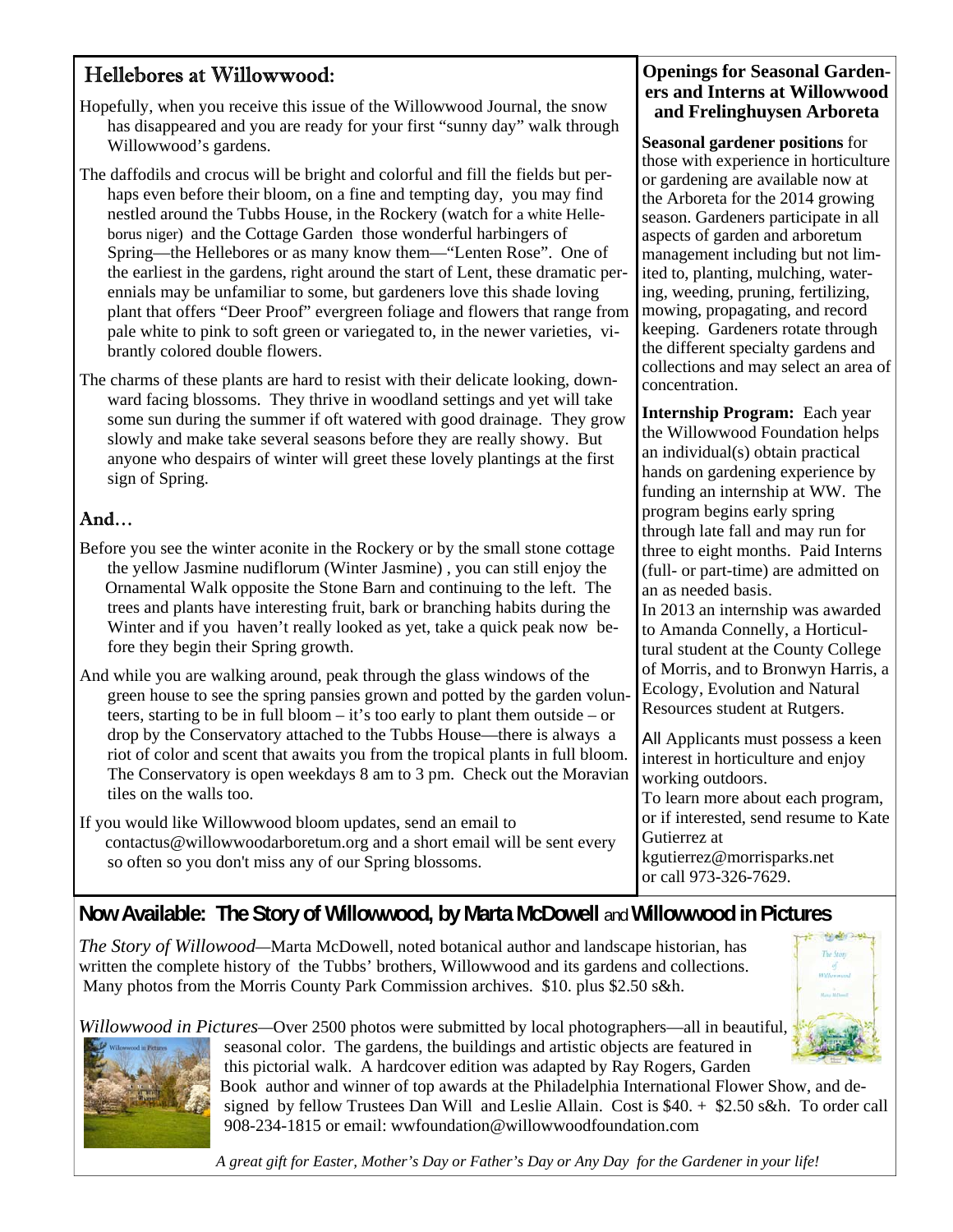## Hellebores at Willowwood:

Hopefully, when you receive this issue of the Willowwood Journal, the snow has disappeared and you are ready for your first "sunny day" walk through Willowwood's gardens.

The daffodils and crocus will be bright and colorful and fill the fields but perhaps even before their bloom, on a fine and tempting day, you may find nestled around the Tubbs House, in the Rockery (watch for a white Helleborus niger) and the Cottage Garden those wonderful harbingers of Spring—the Hellebores or as many know them—"Lenten Rose". One of the earliest in the gardens, right around the start of Lent, these dramatic perennials may be unfamiliar to some, but gardeners love this shade loving plant that offers "Deer Proof" evergreen foliage and flowers that range from pale white to pink to soft green or variegated to, in the newer varieties, vibrantly colored double flowers.

The charms of these plants are hard to resist with their delicate looking, downward facing blossoms. They thrive in woodland settings and yet will take some sun during the summer if oft watered with good drainage. They grow slowly and make take several seasons before they are really showy. But anyone who despairs of winter will greet these lovely plantings at the first sign of Spring.

## And…

Before you see the winter aconite in the Rockery or by the small stone cottage the yellow Jasmine nudiflorum (Winter Jasmine) , you can still enjoy the Ornamental Walk opposite the Stone Barn and continuing to the left. The trees and plants have interesting fruit, bark or branching habits during the Winter and if you haven't really looked as yet, take a quick peak now before they begin their Spring growth.

And while you are walking around, peak through the glass windows of the green house to see the spring pansies grown and potted by the garden volunteers, starting to be in full bloom – it's too early to plant them outside – or drop by the Conservatory attached to the Tubbs House—there is always a riot of color and scent that awaits you from the tropical plants in full bloom. The Conservatory is open weekdays 8 am to 3 pm. Check out the Moravian tiles on the walls too.

If you would like Willowwood bloom updates, send an email to contactus@willowwoodarboretum.org and a short email will be sent every so often so you don't miss any of our Spring blossoms.

### Openings for Seasonal Gardeners and Interns at Willowwood and Frelinghuysen Arboreta

**Seasonal gardener positions** for those with experience in horticulture or gardening are available now at the Arboreta for the 2014 growing season. Gardeners participate in all aspects of garden and arboretum management including but not limited to, planting, mulching, watering, weeding, pruning, fertilizing, mowing, propagating, and record keeping. Gardeners rotate through the different specialty gardens and collections and may select an area of concentration.

**Internship Program:** Each year the Willowwood Foundation helps an individual(s) obtain practical hands on gardening experience by funding an internship at WW. The program begins early spring through late fall and may run for three to eight months. Paid Interns (full- or part-time) are admitted on an as needed basis.

In 2013 an internship was awarded to Amanda Connelly, a Horticultural student at the County College of Morris, and to Bronwyn Harris, a Ecology, Evolution and Natural Resources student at Rutgers.

All Applicants must possess a keen interest in horticulture and enjoy working outdoors.

To learn more about each program, or if interested, send resume to Kate Gutierrez at kgutierrez@morrisparks.net or call 973-326-7629.

## Now Available: The Story of Willowwood, by Marta McDowell and Willowwood in Pictures

*The Story of Willowood*—Marta McDowell, noted botanical author and landscape historian, has written the complete history of the Tubbs' brothers, Willowwood and its gardens and collections. Many photos from the Morris County Park Commission archives. $10. plus $2.50 s&h.

*Willowwood in Pictures*—Over 2500 photos were submitted by local photographers—all in beautiful, seasonal color. The gardens, the buildings and artistic objects are featured in this pictorial walk. A hardcover edition was adapted by Ray Rogers, Garden Book author and winner of top awards at the Philadelphia International Flower Show, and designed by fellow Trustees Dan Will and Leslie Allain. Cost is $40. + $2.50 s&h. To order call 908-234-1815 or email: wwfoundation@willowwoodfoundation.com

*A great gift for Easter, Mother's Day or Father's Day or Any Day for the Gardener in your life!*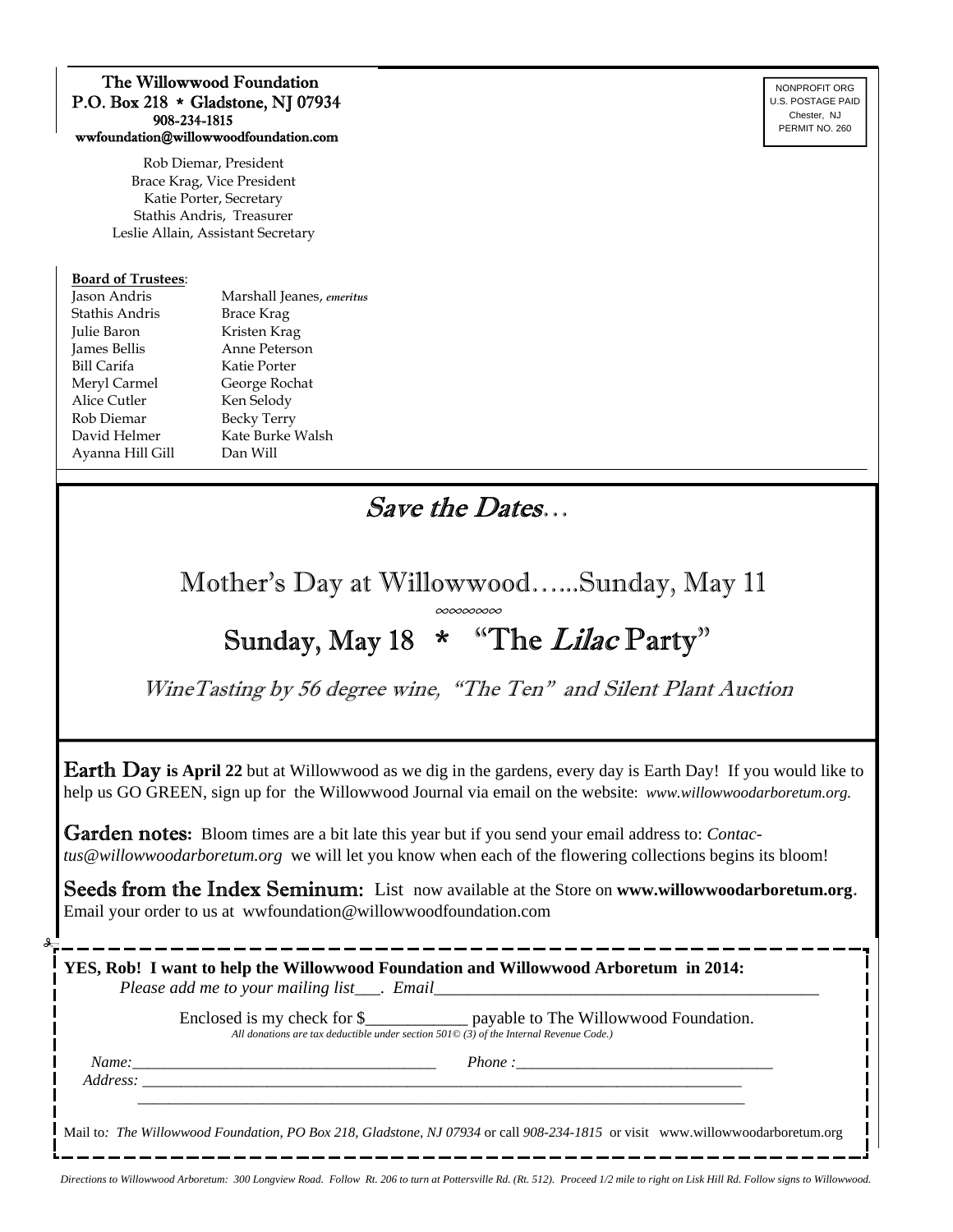**The Willowwood Foundation**
**P.O. Box 218 * Gladstone, NJ 07934**
**908-234-1815**
**wwfoundation@willowwoodfoundation.com**

NONPROFIT ORG
U.S. POSTAGE PAID
Chester, NJ
PERMIT NO. 260

Rob Diemar, President
Brace Krag, Vice President
Katie Porter, Secretary
Stathis Andris, Treasurer
Leslie Allain, Assistant Secretary

**Board of Trustees**:

| | |
|---|---|
| Jason Andris | Marshall Jeanes, *emeritus* |
| Stathis Andris | Brace Krag |
| Julie Baron | Kristen Krag |
| James Bellis | Anne Peterson |
| Bill Carifa | Katie Porter |
| Meryl Carmel | George Rochat |
| Alice Cutler | Ken Selody |
| Rob Diemar | Becky Terry |
| David Helmer | Kate Burke Walsh |
| Ayanna Hill Gill | Dan Will |

# *Save the Dates…*

## Mother's Day at Willowwood…...Sunday, May 11

## Sunday, May 18 * "The *Lilac* Party"

*WineTasting by 56 degree wine, "The Ten" and Silent Plant Auction*

**Earth Day is April 22** but at Willowwood as we dig in the gardens, every day is Earth Day! If you would like to help us GO GREEN, sign up for the Willowwood Journal via email on the website: *www.willowwoodarboretum.org.*

**Garden notes:** Bloom times are a bit late this year but if you send your email address to: *Contactus@willowwoodarboretum.org* we will let you know when each of the flowering collections begins its bloom!

**Seeds from the Index Seminum:** List now available at the Store on **www.willowwoodarboretum.org**. Email your order to us at wwfoundation@willowwoodfoundation.com

**YES, Rob! I want to help the Willowwood Foundation and Willowwood Arboretum in 2014:**
*Please add me to your mailing list___. Email_______________________________________________*

Enclosed is my check for $____________ payable to The Willowwood Foundation.
*All donations are tax deductible under section 501© (3) of the Internal Revenue Code.)*

*Name:*_____________________________________ *Phone :*________________________________
*Address:* _____________________________________________________________________________
_____________________________________________________________________________

Mail to*: The Willowwood Foundation, PO Box 218, Gladstone, NJ 07934* or call *908-234-1815* or visit www.willowwoodarboretum.org

*Directions to Willowwood Arboretum: 300 Longview Road. Follow Rt. 206 to turn at Pottersville Rd. (Rt. 512). Proceed 1/2 mile to right on Lisk Hill Rd. Follow signs to Willowwood.*